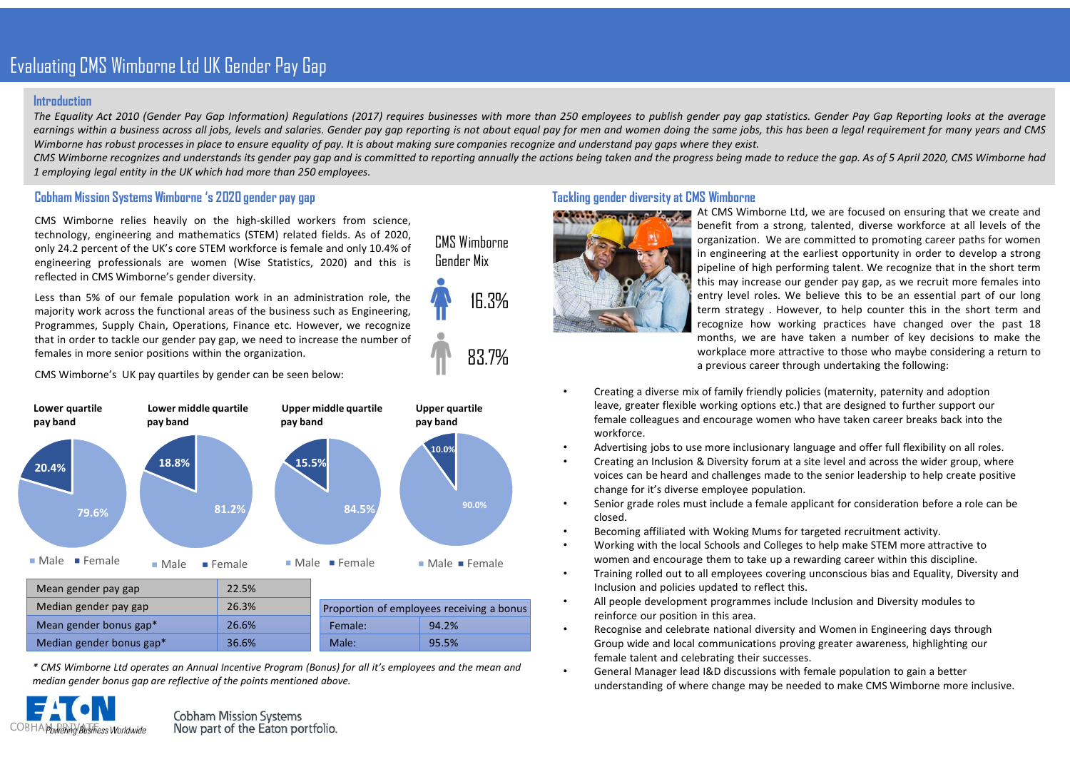# Evaluating CMS Wimborne Ltd UK Gender Pay Gap

## Introduction

*The Equality Act 2010 (Gender Pay Gap Information) Regulations (2017) requires businesses with more than 250 employees to publish gender pay gap statistics. Gender Pay Gap Reporting looks at the average earnings within a business across all jobs, levels and salaries. Gender pay gap reporting is not about equal pay for men and women doing the same jobs, this has been a legal requirement for many years and CMS Wimborne has robust processes in place to ensure equality of pay. It is about making sure companies recognize and understand pay gaps where they exist.*

*CMS Wimborne recognizes and understands its gender pay gap and is committed to reporting annually the actions being taken and the progress being made to reduce the gap. As of 5 April 2020, CMS Wimborne had 1 employing legal entity in the UK which had more than 250 employees.*

## Cobham Mission Systems Wimborne 's 2020 gender pay gap

CMS Wimborne relies heavily on the high-skilled workers from science, technology, engineering and mathematics (STEM) related fields. As of 2020, only 24.2 percent of the UK's core STEM workforce is female and only 10.4% of engineering professionals are women (Wise Statistics, 2020) and this is reflected in CMS Wimborne's gender diversity.

Less than 5% of our female population work in an administration role, the majority work across the functional areas of the business such as Engineering, Programmes, Supply Chain, Operations, Finance etc. However, we recognize that in order to tackle our gender pay gap, we need to increase the number of females in more senior positions within the organization.

CMS Wimborne Gender Mix

- 16.3%
- 83.7%

CMS Wimborne's UK pay quartiles by gender can be seen below:

| Pay band | Male | Female |
|---|---|---|
| Lower quartile pay band | 79.6% | 20.4% |
| Lower middle quartile pay band | 81.2% | 18.8% |
| Upper middle quartile pay band | 84.5% | 15.5% |
| Upper quartile pay band | 90.0% | 10.0% |

| | |
|---|---|
| Mean gender pay gap | 22.5% |
| Median gender pay gap | 26.3% |
| Mean gender bonus gap* | 26.6% |
| Median gender bonus gap* | 36.6% |

| Proportion of employees receiving a bonus | |
|---|---|
| Female: | 94.2% |
| Male: | 95.5% |

*\* CMS Wimborne Ltd operates an Annual Incentive Program (Bonus) for all it's employees and the mean and median gender bonus gap are reflective of the points mentioned above.*

## Tackling gender diversity at CMS Wimborne

At CMS Wimborne Ltd, we are focused on ensuring that we create and benefit from a strong, talented, diverse workforce at all levels of the organization. We are committed to promoting career paths for women in engineering at the earliest opportunity in order to develop a strong pipeline of high performing talent. We recognize that in the short term this may increase our gender pay gap, as we recruit more females into entry level roles. We believe this to be an essential part of our long term strategy . However, to help counter this in the short term and recognize how working practices have changed over the past 18 months, we are have taken a number of key decisions to make the workplace more attractive to those who maybe considering a return to a previous career through undertaking the following:

- Creating a diverse mix of family friendly policies (maternity, paternity and adoption leave, greater flexible working options etc.) that are designed to further support our female colleagues and encourage women who have taken career breaks back into the workforce.
- Advertising jobs to use more inclusionary language and offer full flexibility on all roles.
- Creating an Inclusion & Diversity forum at a site level and across the wider group, where voices can be heard and challenges made to the senior leadership to help create positive change for it's diverse employee population.
- Senior grade roles must include a female applicant for consideration before a role can be closed.
- Becoming affiliated with Woking Mums for targeted recruitment activity.
- Working with the local Schools and Colleges to help make STEM more attractive to women and encourage them to take up a rewarding career within this discipline.
- Training rolled out to all employees covering unconscious bias and Equality, Diversity and Inclusion and policies updated to reflect this.
- All people development programmes include Inclusion and Diversity modules to reinforce our position in this area.
- Recognise and celebrate national diversity and Women in Engineering days through Group wide and local communications proving greater awareness, highlighting our female talent and celebrating their successes.
- General Manager lead I&D discussions with female population to gain a better understanding of where change may be needed to make CMS Wimborne more inclusive.

Cobham Mission Systems
Now part of the Eaton portfolio.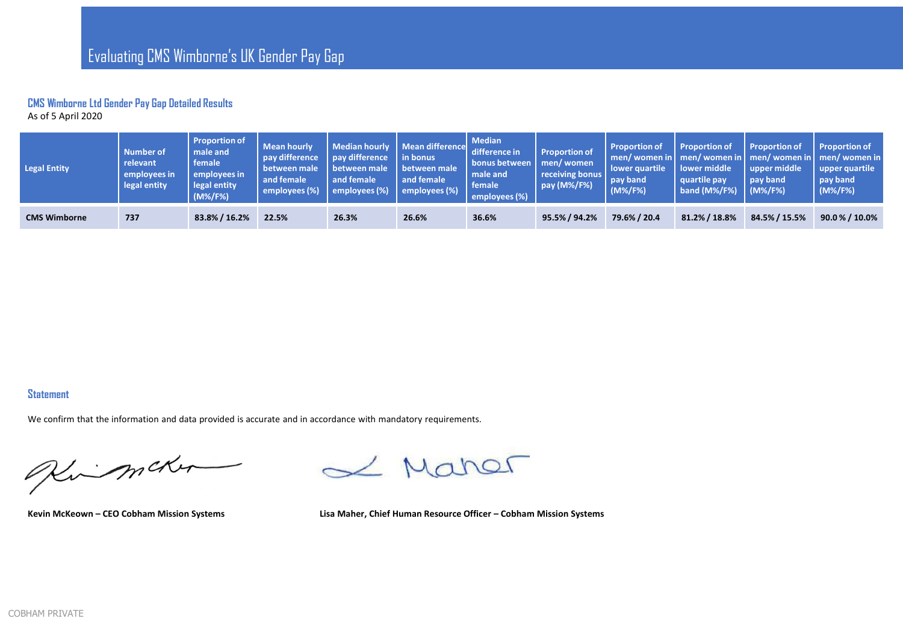# Evaluating CMS Wimborne's UK Gender Pay Gap

## CMS Wimborne Ltd Gender Pay Gap Detailed Results

As of 5 April 2020

| Legal Entity | Number of relevant employees in legal entity | Proportion of male and female employees in legal entity (M%/F%) | Mean hourly pay difference between male and female employees (%) | Median hourly pay difference between male and female employees (%) | Mean difference in bonus between male and female employees (%) | Median difference in bonus between male and female employees (%) | Proportion of men/ women receiving bonus pay (M%/F%) | Proportion of men/ women in lower quartile pay band (M%/F%) | Proportion of men/ women in lower middle quartile pay band (M%/F%) | Proportion of men/ women in upper middle pay band (M%/F%) | Proportion of men/ women in upper quartile pay band (M%/F%) |
|---|---|---|---|---|---|---|---|---|---|---|---|
| **CMS Wimborne** | **737** | **83.8% / 16.2%** | **22.5%** | **26.3%** | **26.6%** | **36.6%** | **95.5% / 94.2%** | **79.6% / 20.4** | **81.2% / 18.8%** | **84.5% / 15.5%** | **90.0 % / 10.0%** |

## Statement

We confirm that the information and data provided is accurate and in accordance with mandatory requirements.

**Kevin McKeown – CEO Cobham Mission Systems**

**Lisa Maher, Chief Human Resource Officer – Cobham Mission Systems**

COBHAM PRIVATE